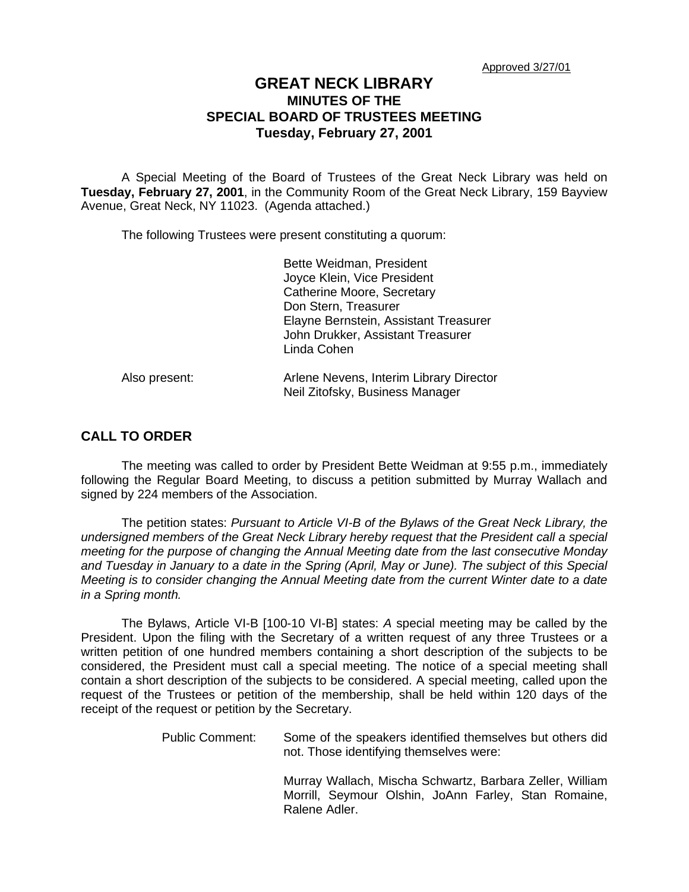Approved 3/27/01

# GREAT NECK LIBRARY
## MINUTES OF THE
## SPECIAL BOARD OF TRUSTEES MEETING
## Tuesday, February 27, 2001

A Special Meeting of the Board of Trustees of the Great Neck Library was held on **Tuesday, February 27, 2001**, in the Community Room of the Great Neck Library, 159 Bayview Avenue, Great Neck, NY 11023. (Agenda attached.)

The following Trustees were present constituting a quorum:

Bette Weidman, President
Joyce Klein, Vice President
Catherine Moore, Secretary
Don Stern, Treasurer
Elayne Bernstein, Assistant Treasurer
John Drukker, Assistant Treasurer
Linda Cohen

Also present:

Arlene Nevens, Interim Library Director
Neil Zitofsky, Business Manager

## CALL TO ORDER

The meeting was called to order by President Bette Weidman at 9:55 p.m., immediately following the Regular Board Meeting, to discuss a petition submitted by Murray Wallach and signed by 224 members of the Association.

The petition states: *Pursuant to Article VI-B of the Bylaws of the Great Neck Library, the undersigned members of the Great Neck Library hereby request that the President call a special meeting for the purpose of changing the Annual Meeting date from the last consecutive Monday and Tuesday in January to a date in the Spring (April, May or June). The subject of this Special Meeting is to consider changing the Annual Meeting date from the current Winter date to a date in a Spring month.*

The Bylaws, Article VI-B [100-10 VI-B] states: *A* special meeting may be called by the President. Upon the filing with the Secretary of a written request of any three Trustees or a written petition of one hundred members containing a short description of the subjects to be considered, the President must call a special meeting. The notice of a special meeting shall contain a short description of the subjects to be considered. A special meeting, called upon the request of the Trustees or petition of the membership, shall be held within 120 days of the receipt of the request or petition by the Secretary.

Public Comment: Some of the speakers identified themselves but others did not. Those identifying themselves were:

Murray Wallach, Mischa Schwartz, Barbara Zeller, William Morrill, Seymour Olshin, JoAnn Farley, Stan Romaine, Ralene Adler.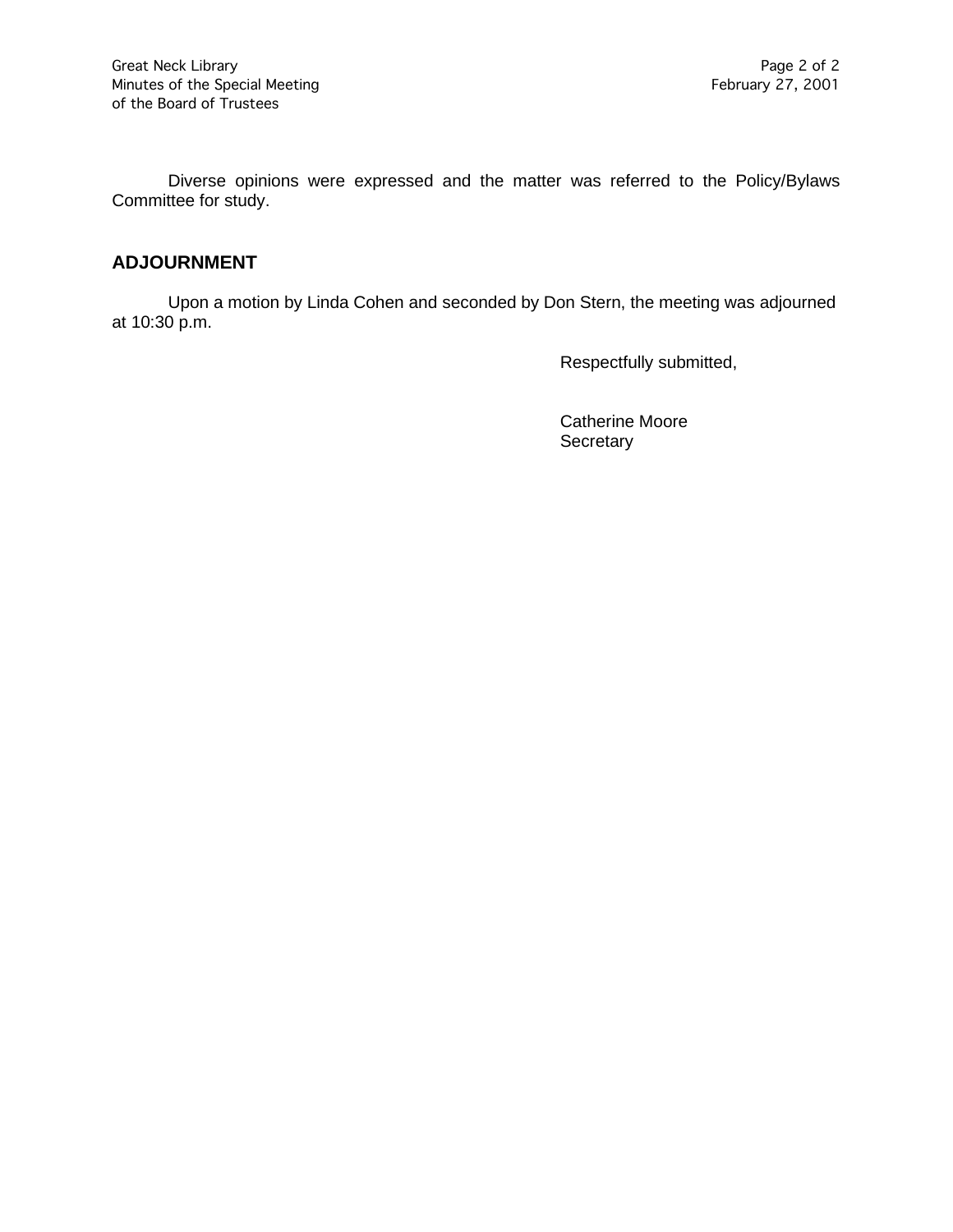Diverse opinions were expressed and the matter was referred to the Policy/Bylaws Committee for study.

## ADJOURNMENT

Upon a motion by Linda Cohen and seconded by Don Stern, the meeting was adjourned at 10:30 p.m.

Respectfully submitted,

Catherine Moore
Secretary